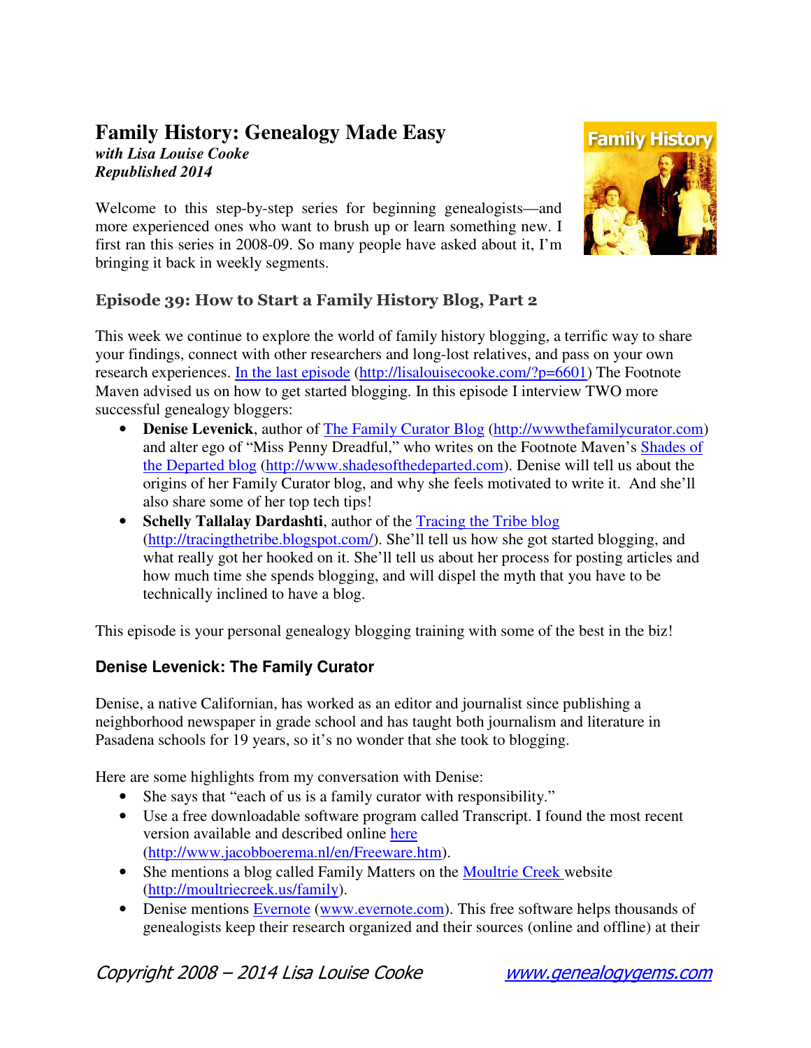# Family History: Genealogy Made Easy

***with Lisa Louise Cooke***
***Republished 2014***

Welcome to this step-by-step series for beginning genealogists—and more experienced ones who want to brush up or learn something new. I first ran this series in 2008-09. So many people have asked about it, I'm bringing it back in weekly segments.

## Episode 39: How to Start a Family History Blog, Part 2

This week we continue to explore the world of family history blogging, a terrific way to share your findings, connect with other researchers and long-lost relatives, and pass on your own research experiences. In the last episode (http://lisalouisecooke.com/?p=6601) The Footnote Maven advised us on how to get started blogging. In this episode I interview TWO more successful genealogy bloggers:

- **Denise Levenick**, author of The Family Curator Blog (http://wwwthefamilycurator.com) and alter ego of "Miss Penny Dreadful," who writes on the Footnote Maven's Shades of the Departed blog (http://www.shadesofthedeparted.com). Denise will tell us about the origins of her Family Curator blog, and why she feels motivated to write it. And she'll also share some of her top tech tips!
- **Schelly Tallalay Dardashti**, author of the Tracing the Tribe blog (http://tracingthetribe.blogspot.com/). She'll tell us how she got started blogging, and what really got her hooked on it. She'll tell us about her process for posting articles and how much time she spends blogging, and will dispel the myth that you have to be technically inclined to have a blog.

This episode is your personal genealogy blogging training with some of the best in the biz!

### Denise Levenick: The Family Curator

Denise, a native Californian, has worked as an editor and journalist since publishing a neighborhood newspaper in grade school and has taught both journalism and literature in Pasadena schools for 19 years, so it's no wonder that she took to blogging.

Here are some highlights from my conversation with Denise:

- She says that "each of us is a family curator with responsibility."
- Use a free downloadable software program called Transcript. I found the most recent version available and described online here (http://www.jacobboerema.nl/en/Freeware.htm).
- She mentions a blog called Family Matters on the Moultrie Creek website (http://moultriecreek.us/family).
- Denise mentions Evernote (www.evernote.com). This free software helps thousands of genealogists keep their research organized and their sources (online and offline) at their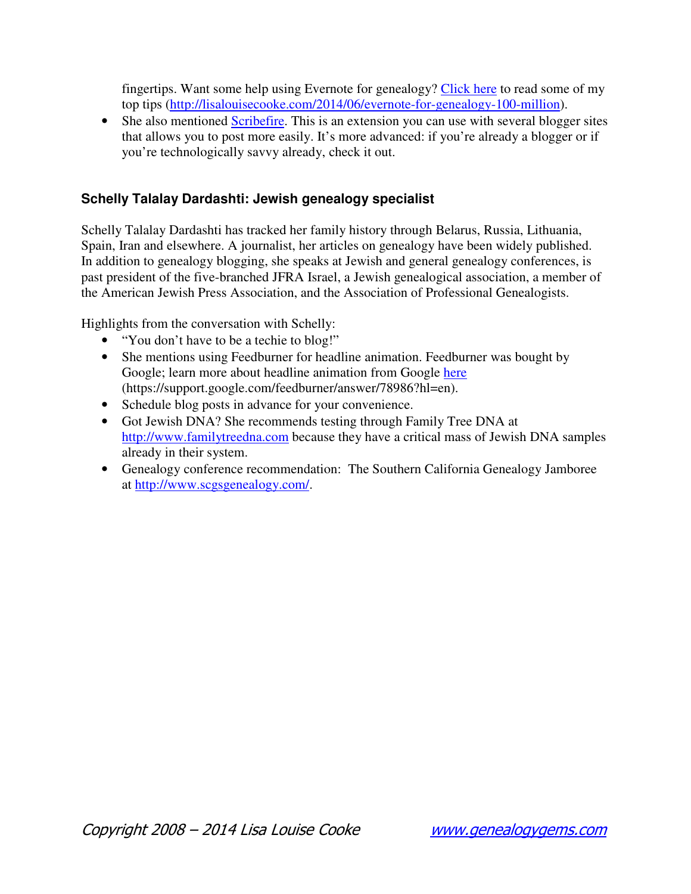fingertips. Want some help using Evernote for genealogy? [Click here](http://lisalouisecooke.com/2014/06/evernote-for-genealogy-100-million) to read some of my top tips (http://lisalouisecooke.com/2014/06/evernote-for-genealogy-100-million).

- She also mentioned [Scribefire](). This is an extension you can use with several blogger sites that allows you to post more easily. It's more advanced: if you're already a blogger or if you're technologically savvy already, check it out.

### Schelly Talalay Dardashti: Jewish genealogy specialist

Schelly Talalay Dardashti has tracked her family history through Belarus, Russia, Lithuania, Spain, Iran and elsewhere. A journalist, her articles on genealogy have been widely published. In addition to genealogy blogging, she speaks at Jewish and general genealogy conferences, is past president of the five-branched JFRA Israel, a Jewish genealogical association, a member of the American Jewish Press Association, and the Association of Professional Genealogists.

Highlights from the conversation with Schelly:

- "You don't have to be a techie to blog!"
- She mentions using Feedburner for headline animation. Feedburner was bought by Google; learn more about headline animation from Google [here](https://support.google.com/feedburner/answer/78986?hl=en) (https://support.google.com/feedburner/answer/78986?hl=en).
- Schedule blog posts in advance for your convenience.
- Got Jewish DNA? She recommends testing through Family Tree DNA at http://www.familytreedna.com because they have a critical mass of Jewish DNA samples already in their system.
- Genealogy conference recommendation: The Southern California Genealogy Jamboree at http://www.scgsgenealogy.com/.

*Copyright 2008 – 2014 Lisa Louise Cooke* [www.genealogygems.com](http://www.genealogygems.com)